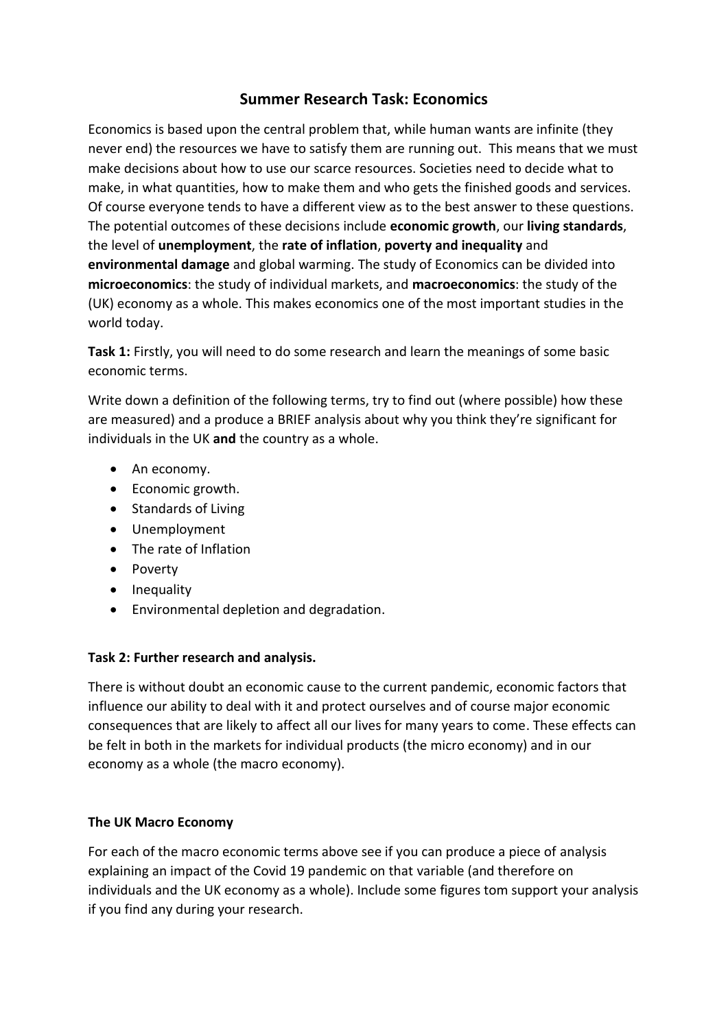# Summer Research Task: Economics

Economics is based upon the central problem that, while human wants are infinite (they never end) the resources we have to satisfy them are running out. This means that we must make decisions about how to use our scarce resources. Societies need to decide what to make, in what quantities, how to make them and who gets the finished goods and services. Of course everyone tends to have a different view as to the best answer to these questions. The potential outcomes of these decisions include **economic growth**, our **living standards**, the level of **unemployment**, the **rate of inflation**, **poverty and inequality** and **environmental damage** and global warming. The study of Economics can be divided into **microeconomics**: the study of individual markets, and **macroeconomics**: the study of the (UK) economy as a whole. This makes economics one of the most important studies in the world today.

**Task 1:** Firstly, you will need to do some research and learn the meanings of some basic economic terms.

Write down a definition of the following terms, try to find out (where possible) how these are measured) and a produce a BRIEF analysis about why you think they're significant for individuals in the UK **and** the country as a whole.

- An economy.
- Economic growth.
- Standards of Living
- Unemployment
- The rate of Inflation
- Poverty
- Inequality
- Environmental depletion and degradation.

**Task 2: Further research and analysis.**

There is without doubt an economic cause to the current pandemic, economic factors that influence our ability to deal with it and protect ourselves and of course major economic consequences that are likely to affect all our lives for many years to come. These effects can be felt in both in the markets for individual products (the micro economy) and in our economy as a whole (the macro economy).

**The UK Macro Economy**

For each of the macro economic terms above see if you can produce a piece of analysis explaining an impact of the Covid 19 pandemic on that variable (and therefore on individuals and the UK economy as a whole). Include some figures tom support your analysis if you find any during your research.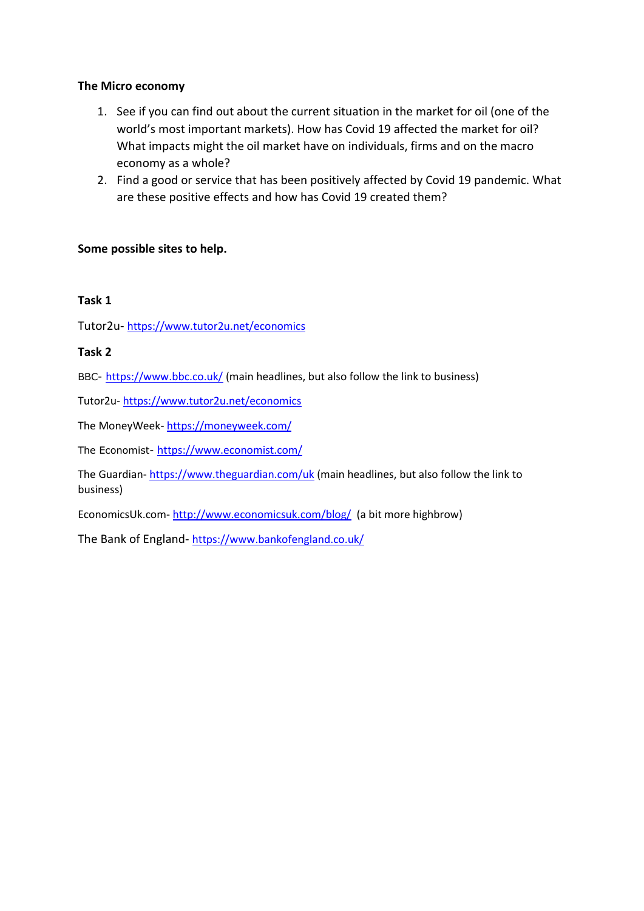**The Micro economy**

1. See if you can find out about the current situation in the market for oil (one of the world's most important markets). How has Covid 19 affected the market for oil? What impacts might the oil market have on individuals, firms and on the macro economy as a whole?
2. Find a good or service that has been positively affected by Covid 19 pandemic. What are these positive effects and how has Covid 19 created them?

**Some possible sites to help.**

**Task 1**

Tutor2u- https://www.tutor2u.net/economics

**Task 2**

BBC- https://www.bbc.co.uk/ (main headlines, but also follow the link to business)

Tutor2u- https://www.tutor2u.net/economics

The MoneyWeek- https://moneyweek.com/

The Economist- https://www.economist.com/

The Guardian- https://www.theguardian.com/uk (main headlines, but also follow the link to business)

EconomicsUk.com- http://www.economicsuk.com/blog/ (a bit more highbrow)

The Bank of England- https://www.bankofengland.co.uk/